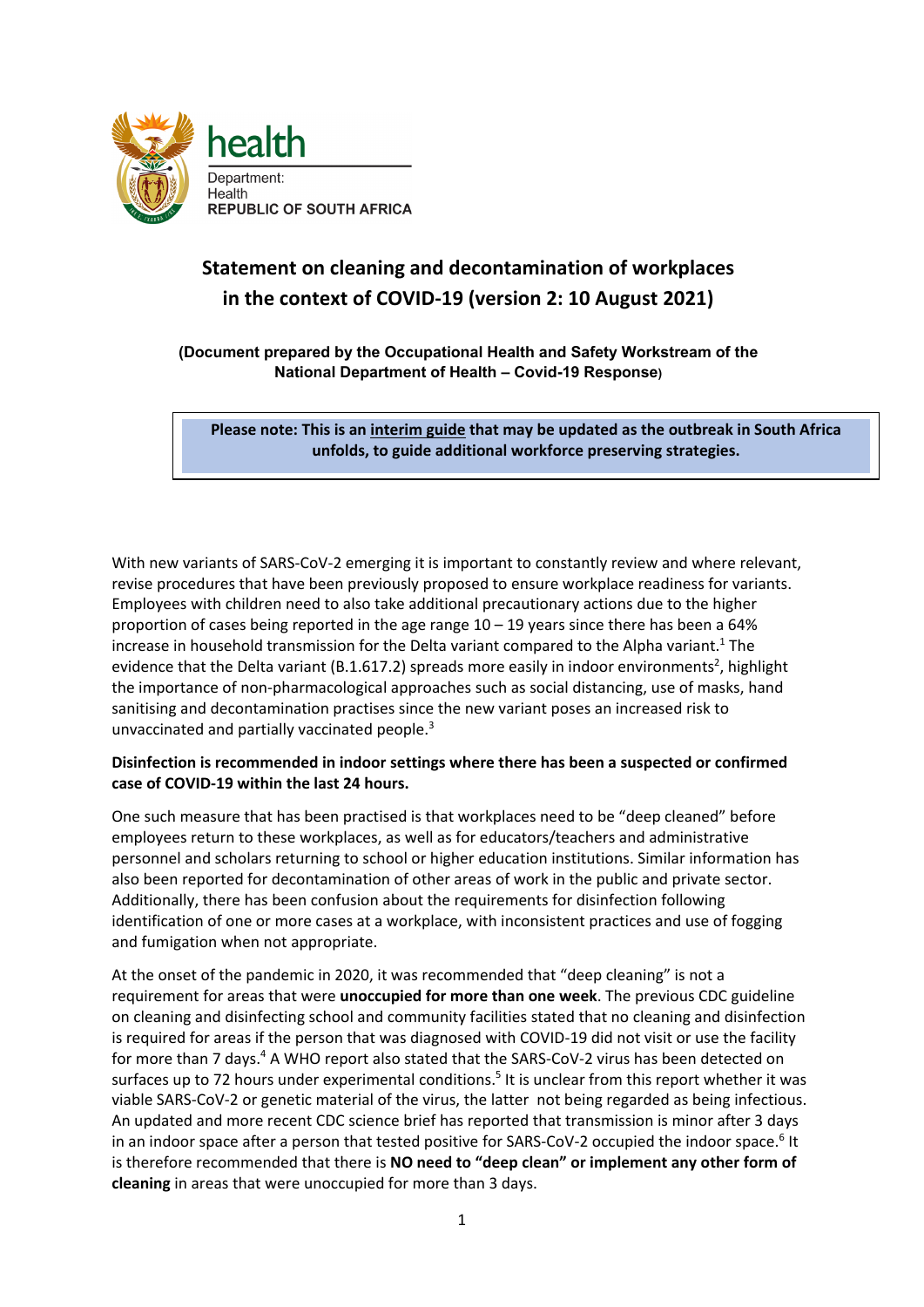health

Department:
Health
REPUBLIC OF SOUTH AFRICA

# Statement on cleaning and decontamination of workplaces in the context of COVID-19 (version 2: 10 August 2021)

**(Document prepared by the Occupational Health and Safety Workstream of the National Department of Health – Covid-19 Response)**

> **Please note: This is an interim guide that may be updated as the outbreak in South Africa unfolds, to guide additional workforce preserving strategies.**

With new variants of SARS-CoV-2 emerging it is important to constantly review and where relevant, revise procedures that have been previously proposed to ensure workplace readiness for variants. Employees with children need to also take additional precautionary actions due to the higher proportion of cases being reported in the age range 10 – 19 years since there has been a 64% increase in household transmission for the Delta variant compared to the Alpha variant.[1] The evidence that the Delta variant (B.1.617.2) spreads more easily in indoor environments[2], highlight the importance of non-pharmacological approaches such as social distancing, use of masks, hand sanitising and decontamination practises since the new variant poses an increased risk to unvaccinated and partially vaccinated people.[3]

**Disinfection is recommended in indoor settings where there has been a suspected or confirmed case of COVID-19 within the last 24 hours.**

One such measure that has been practised is that workplaces need to be "deep cleaned" before employees return to these workplaces, as well as for educators/teachers and administrative personnel and scholars returning to school or higher education institutions. Similar information has also been reported for decontamination of other areas of work in the public and private sector. Additionally, there has been confusion about the requirements for disinfection following identification of one or more cases at a workplace, with inconsistent practices and use of fogging and fumigation when not appropriate.

At the onset of the pandemic in 2020, it was recommended that "deep cleaning" is not a requirement for areas that were **unoccupied for more than one week**. The previous CDC guideline on cleaning and disinfecting school and community facilities stated that no cleaning and disinfection is required for areas if the person that was diagnosed with COVID-19 did not visit or use the facility for more than 7 days.[4] A WHO report also stated that the SARS-CoV-2 virus has been detected on surfaces up to 72 hours under experimental conditions.[5] It is unclear from this report whether it was viable SARS-CoV-2 or genetic material of the virus, the latter not being regarded as being infectious. An updated and more recent CDC science brief has reported that transmission is minor after 3 days in an indoor space after a person that tested positive for SARS-CoV-2 occupied the indoor space.[6] It is therefore recommended that there is **NO need to "deep clean" or implement any other form of cleaning** in areas that were unoccupied for more than 3 days.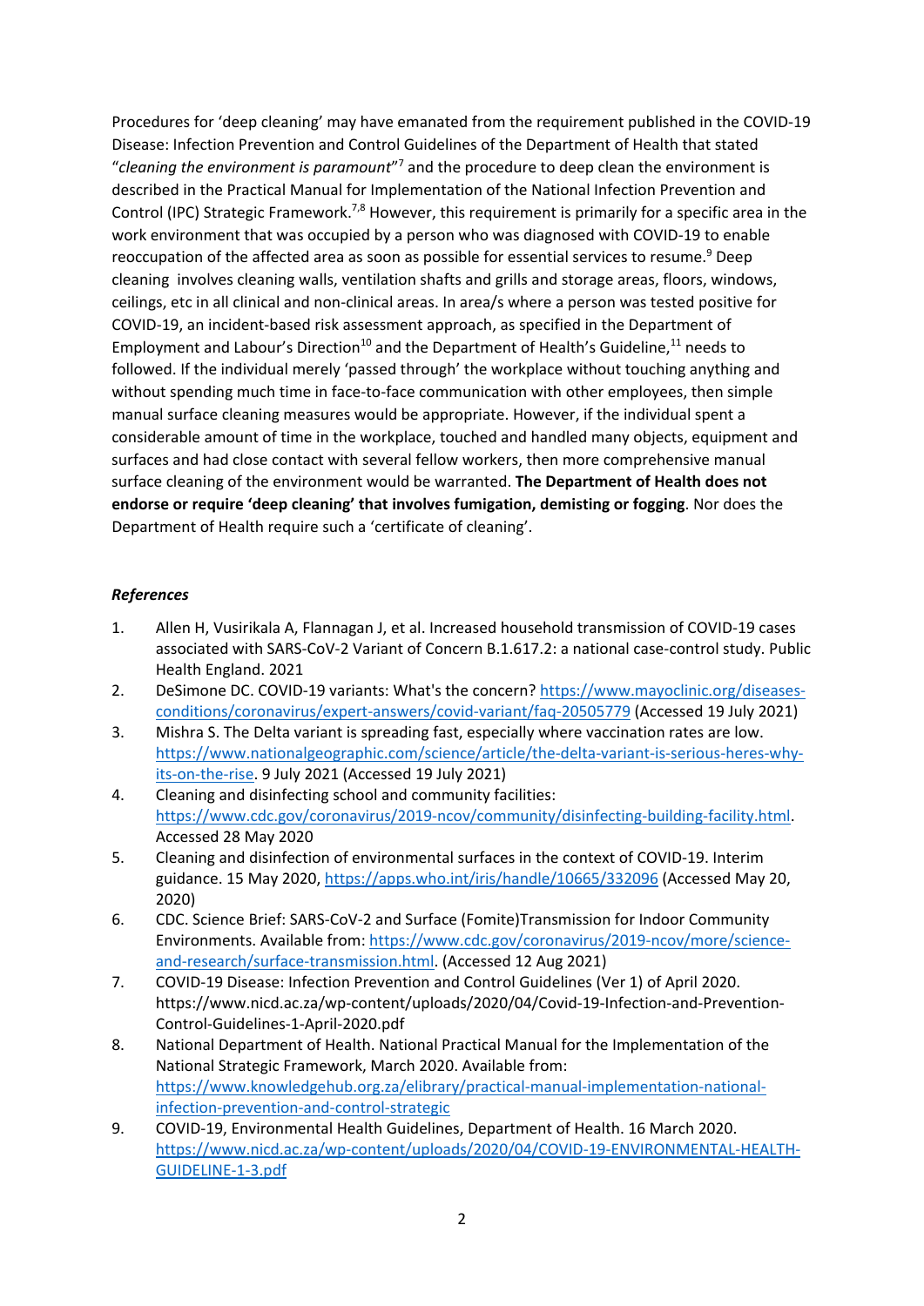Procedures for 'deep cleaning' may have emanated from the requirement published in the COVID-19 Disease: Infection Prevention and Control Guidelines of the Department of Health that stated "*cleaning the environment is paramount*"[7] and the procedure to deep clean the environment is described in the Practical Manual for Implementation of the National Infection Prevention and Control (IPC) Strategic Framework.[7,8] However, this requirement is primarily for a specific area in the work environment that was occupied by a person who was diagnosed with COVID-19 to enable reoccupation of the affected area as soon as possible for essential services to resume.[9] Deep cleaning involves cleaning walls, ventilation shafts and grills and storage areas, floors, windows, ceilings, etc in all clinical and non-clinical areas. In area/s where a person was tested positive for COVID-19, an incident-based risk assessment approach, as specified in the Department of Employment and Labour's Direction[10] and the Department of Health's Guideline,[11] needs to followed. If the individual merely 'passed through' the workplace without touching anything and without spending much time in face-to-face communication with other employees, then simple manual surface cleaning measures would be appropriate. However, if the individual spent a considerable amount of time in the workplace, touched and handled many objects, equipment and surfaces and had close contact with several fellow workers, then more comprehensive manual surface cleaning of the environment would be warranted. **The Department of Health does not endorse or require 'deep cleaning' that involves fumigation, demisting or fogging**. Nor does the Department of Health require such a 'certificate of cleaning'.

***References***

1. Allen H, Vusirikala A, Flannagan J, et al. Increased household transmission of COVID-19 cases associated with SARS-CoV-2 Variant of Concern B.1.617.2: a national case-control study. Public Health England. 2021
2. DeSimone DC. COVID-19 variants: What's the concern? https://www.mayoclinic.org/diseases-conditions/coronavirus/expert-answers/covid-variant/faq-20505779 (Accessed 19 July 2021)
3. Mishra S. The Delta variant is spreading fast, especially where vaccination rates are low. https://www.nationalgeographic.com/science/article/the-delta-variant-is-serious-heres-why-its-on-the-rise. 9 July 2021 (Accessed 19 July 2021)
4. Cleaning and disinfecting school and community facilities: https://www.cdc.gov/coronavirus/2019-ncov/community/disinfecting-building-facility.html. Accessed 28 May 2020
5. Cleaning and disinfection of environmental surfaces in the context of COVID-19. Interim guidance. 15 May 2020, https://apps.who.int/iris/handle/10665/332096 (Accessed May 20, 2020)
6. CDC. Science Brief: SARS-CoV-2 and Surface (Fomite)Transmission for Indoor Community Environments. Available from: https://www.cdc.gov/coronavirus/2019-ncov/more/science-and-research/surface-transmission.html. (Accessed 12 Aug 2021)
7. COVID-19 Disease: Infection Prevention and Control Guidelines (Ver 1) of April 2020. https://www.nicd.ac.za/wp-content/uploads/2020/04/Covid-19-Infection-and-Prevention-Control-Guidelines-1-April-2020.pdf
8. National Department of Health. National Practical Manual for the Implementation of the National Strategic Framework, March 2020. Available from: https://www.knowledgehub.org.za/elibrary/practical-manual-implementation-national-infection-prevention-and-control-strategic
9. COVID-19, Environmental Health Guidelines, Department of Health. 16 March 2020. https://www.nicd.ac.za/wp-content/uploads/2020/04/COVID-19-ENVIRONMENTAL-HEALTH-GUIDELINE-1-3.pdf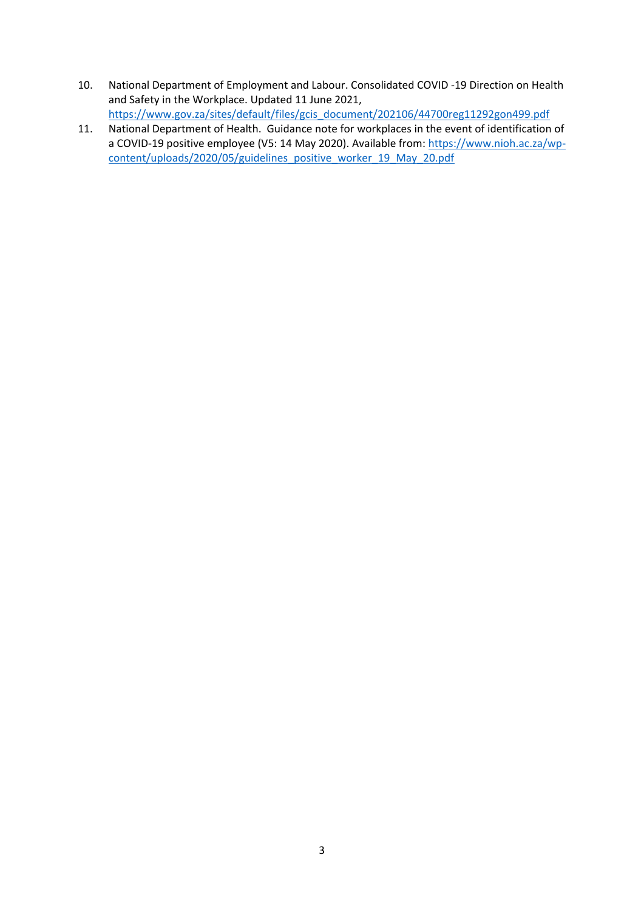10. National Department of Employment and Labour. Consolidated COVID -19 Direction on Health and Safety in the Workplace. Updated 11 June 2021, https://www.gov.za/sites/default/files/gcis_document/202106/44700reg11292gon499.pdf
11. National Department of Health. Guidance note for workplaces in the event of identification of a COVID-19 positive employee (V5: 14 May 2020). Available from: https://www.nioh.ac.za/wp-content/uploads/2020/05/guidelines_positive_worker_19_May_20.pdf